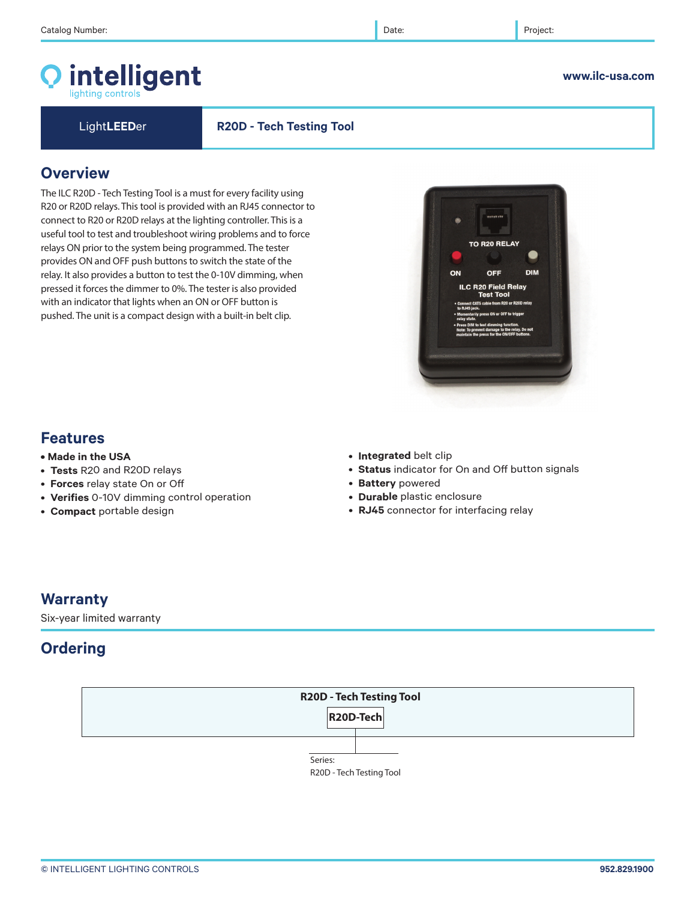Catalog Number: | Date: | Project:

# intelligent lighting controls

www.ilc-usa.com

**LightLEEDer** | **R20D - Tech Testing Tool**

## Overview

The ILC R20D - Tech Testing Tool is a must for every facility using R20 or R20D relays. This tool is provided with an RJ45 connector to connect to R20 or R20D relays at the lighting controller. This is a useful tool to test and troubleshoot wiring problems and to force relays ON prior to the system being programmed. The tester provides ON and OFF push buttons to switch the state of the relay. It also provides a button to test the 0-10V dimming, when pressed it forces the dimmer to 0%. The tester is also provided with an indicator that lights when an ON or OFF button is pushed. The unit is a compact design with a built-in belt clip.

## Features

- **Made in the USA**
- **Tests** R20 and R20D relays
- **Forces** relay state On or Off
- **Verifies** 0-10V dimming control operation
- **Compact** portable design
- **Integrated** belt clip
- **Status** indicator for On and Off button signals
- **Battery** powered
- **Durable** plastic enclosure
- **RJ45** connector for interfacing relay

## Warranty

Six-year limited warranty

## Ordering

| R20D - Tech Testing Tool |
|---|
| R20D-Tech |

Series:
R20D - Tech Testing Tool

© INTELLIGENT LIGHTING CONTROLS | 952.829.1900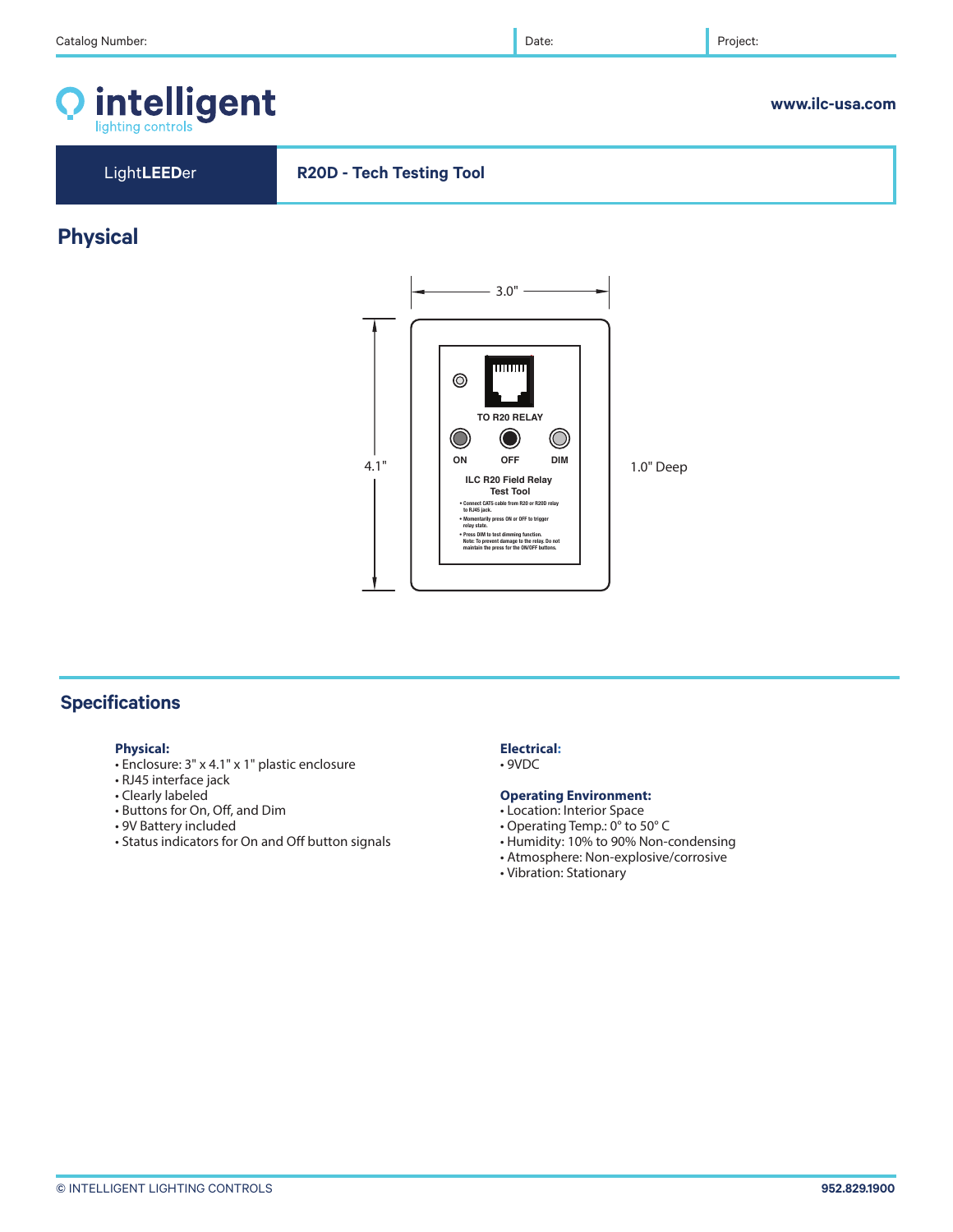Catalog Number: | Date: | Project:

**intelligent** lighting controls

**www.ilc-usa.com**

LightLEEDer | **R20D - Tech Testing Tool**

## Physical

3.0"

4.1"

1.0" Deep

TO R20 RELAY

ON OFF DIM

ILC R20 Field Relay Test Tool

- Connect CAT5 cable from R20 or R20D relay to RJ45 jack.
- Momentarily press ON or OFF to trigger relay state.
- Press DIM to test dimming function. Note: To prevent damage to the relay. Do not maintain the press for the ON/OFF buttons.

## Specifications

**Physical:**
- Enclosure: 3" x 4.1" x 1" plastic enclosure
- RJ45 interface jack
- Clearly labeled
- Buttons for On, Off, and Dim
- 9V Battery included
- Status indicators for On and Off button signals

**Electrical:**
- 9VDC

**Operating Environment:**
- Location: Interior Space
- Operating Temp.: 0° to 50° C
- Humidity: 10% to 90% Non-condensing
- Atmosphere: Non-explosive/corrosive
- Vibration: Stationary

© INTELLIGENT LIGHTING CONTROLS

952.829.1900